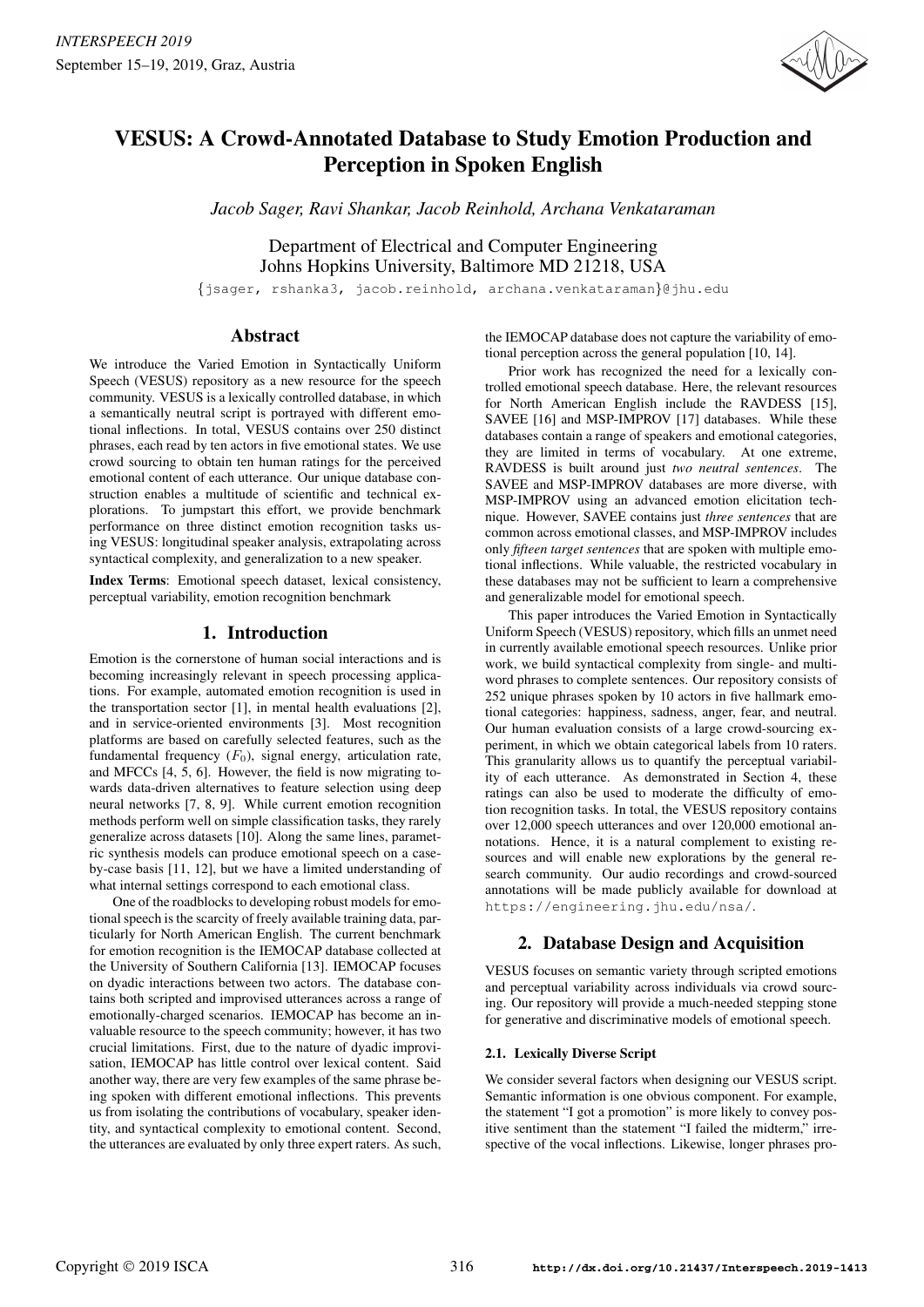# VESUS: A Crowd-Annotated Database to Study Emotion Production and Perception in Spoken English

*Jacob Sager, Ravi Shankar, Jacob Reinhold, Archana Venkataraman*

Department of Electrical and Computer Engineering
Johns Hopkins University, Baltimore MD 21218, USA

{jsager, rshanka3, jacob.reinhold, archana.venkataraman}@jhu.edu

## Abstract

We introduce the Varied Emotion in Syntactically Uniform Speech (VESUS) repository as a new resource for the speech community. VESUS is a lexically controlled database, in which a semantically neutral script is portrayed with different emotional inflections. In total, VESUS contains over 250 distinct phrases, each read by ten actors in five emotional states. We use crowd sourcing to obtain ten human ratings for the perceived emotional content of each utterance. Our unique database construction enables a multitude of scientific and technical explorations. To jumpstart this effort, we provide benchmark performance on three distinct emotion recognition tasks using VESUS: longitudinal speaker analysis, extrapolating across syntactical complexity, and generalization to a new speaker.

**Index Terms**: Emotional speech dataset, lexical consistency, perceptual variability, emotion recognition benchmark

## 1. Introduction

Emotion is the cornerstone of human social interactions and is becoming increasingly relevant in speech processing applications. For example, automated emotion recognition is used in the transportation sector [1], in mental health evaluations [2], and in service-oriented environments [3]. Most recognition platforms are based on carefully selected features, such as the fundamental frequency ($F_0$), signal energy, articulation rate, and MFCCs [4, 5, 6]. However, the field is now migrating towards data-driven alternatives to feature selection using deep neural networks [7, 8, 9]. While current emotion recognition methods perform well on simple classification tasks, they rarely generalize across datasets [10]. Along the same lines, parametric synthesis models can produce emotional speech on a case-by-case basis [11, 12], but we have a limited understanding of what internal settings correspond to each emotional class.

One of the roadblocks to developing robust models for emotional speech is the scarcity of freely available training data, particularly for North American English. The current benchmark for emotion recognition is the IEMOCAP database collected at the University of Southern California [13]. IEMOCAP focuses on dyadic interactions between two actors. The database contains both scripted and improvised utterances across a range of emotionally-charged scenarios. IEMOCAP has become an invaluable resource to the speech community; however, it has two crucial limitations. First, due to the nature of dyadic improvisation, IEMOCAP has little control over lexical content. Said another way, there are very few examples of the same phrase being spoken with different emotional inflections. This prevents us from isolating the contributions of vocabulary, speaker identity, and syntactical complexity to emotional content. Second, the utterances are evaluated by only three expert raters. As such, the IEMOCAP database does not capture the variability of emotional perception across the general population [10, 14].

Prior work has recognized the need for a lexically controlled emotional speech database. Here, the relevant resources for North American English include the RAVDESS [15], SAVEE [16] and MSP-IMPROV [17] databases. While these databases contain a range of speakers and emotional categories, they are limited in terms of vocabulary. At one extreme, RAVDESS is built around just *two neutral sentences*. The SAVEE and MSP-IMPROV databases are more diverse, with MSP-IMPROV using an advanced emotion elicitation technique. However, SAVEE contains just *three sentences* that are common across emotional classes, and MSP-IMPROV includes only *fifteen target sentences* that are spoken with multiple emotional inflections. While valuable, the restricted vocabulary in these databases may not be sufficient to learn a comprehensive and generalizable model for emotional speech.

This paper introduces the Varied Emotion in Syntactically Uniform Speech (VESUS) repository, which fills an unmet need in currently available emotional speech resources. Unlike prior work, we build syntactical complexity from single- and multi-word phrases to complete sentences. Our repository consists of 252 unique phrases spoken by 10 actors in five hallmark emotional categories: happiness, sadness, anger, fear, and neutral. Our human evaluation consists of a large crowd-sourcing experiment, in which we obtain categorical labels from 10 raters. This granularity allows us to quantify the perceptual variability of each utterance. As demonstrated in Section 4, these ratings can also be used to moderate the difficulty of emotion recognition tasks. In total, the VESUS repository contains over 12,000 speech utterances and over 120,000 emotional annotations. Hence, it is a natural complement to existing resources and will enable new explorations by the general research community. Our audio recordings and crowd-sourced annotations will be made publicly available for download at https://engineering.jhu.edu/nsa/.

## 2. Database Design and Acquisition

VESUS focuses on semantic variety through scripted emotions and perceptual variability across individuals via crowd sourcing. Our repository will provide a much-needed stepping stone for generative and discriminative models of emotional speech.

### 2.1. Lexically Diverse Script

We consider several factors when designing our VESUS script. Semantic information is one obvious component. For example, the statement "I got a promotion" is more likely to convey positive sentiment than the statement "I failed the midterm," irrespective of the vocal inflections. Likewise, longer phrases pro-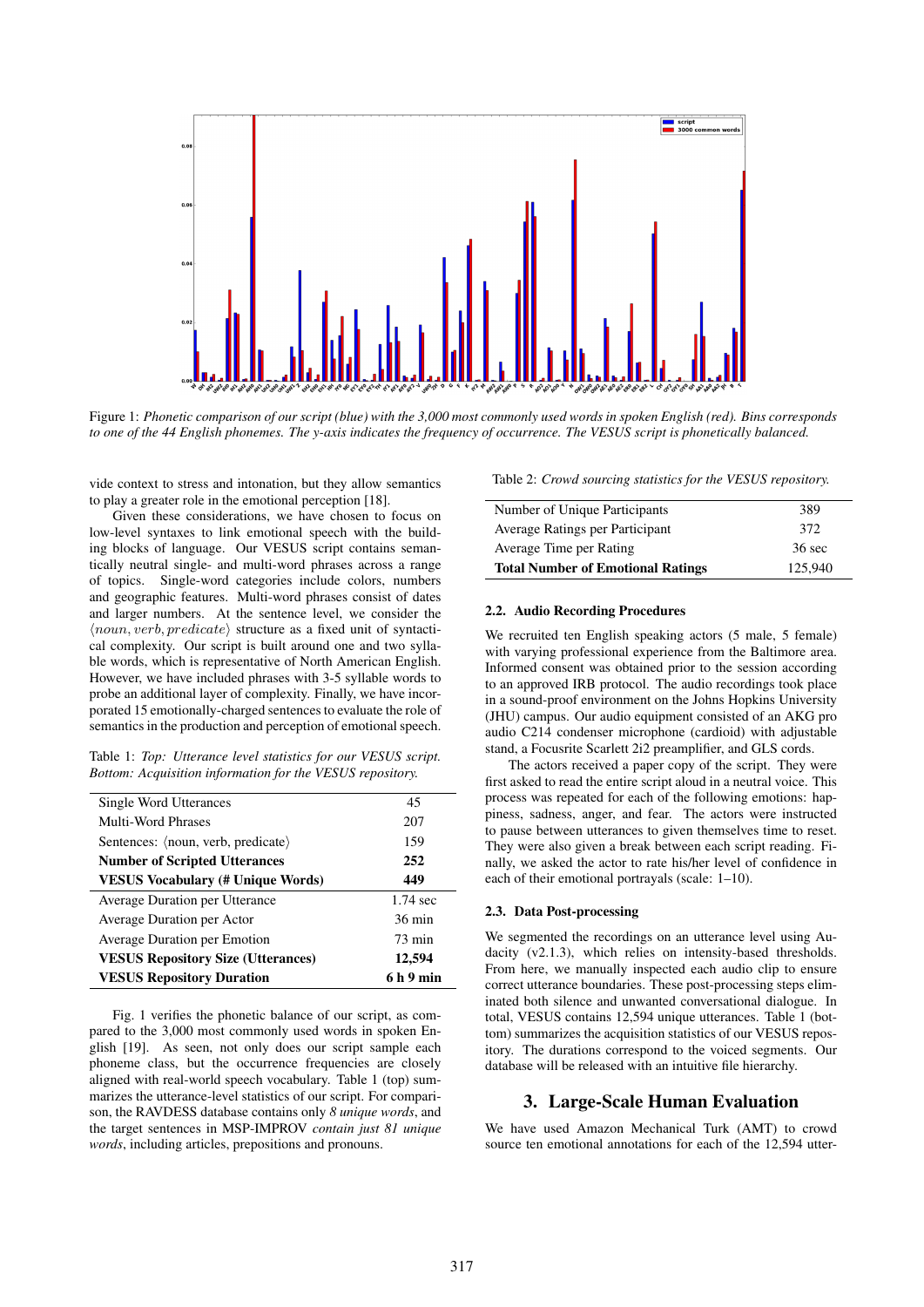Figure 1: *Phonetic comparison of our script (blue) with the 3,000 most commonly used words in spoken English (red). Bins corresponds to one of the 44 English phonemes. The y-axis indicates the frequency of occurrence. The VESUS script is phonetically balanced.*

vide context to stress and intonation, but they allow semantics to play a greater role in the emotional perception [18].

Given these considerations, we have chosen to focus on low-level syntaxes to link emotional speech with the building blocks of language. Our VESUS script contains semantically neutral single- and multi-word phrases across a range of topics. Single-word categories include colors, numbers and geographic features. Multi-word phrases consist of dates and larger numbers. At the sentence level, we consider the $\langle noun, verb, predicate \rangle$ structure as a fixed unit of syntactical complexity. Our script is built around one and two syllable words, which is representative of North American English. However, we have included phrases with 3-5 syllable words to probe an additional layer of complexity. Finally, we have incorporated 15 emotionally-charged sentences to evaluate the role of semantics in the production and perception of emotional speech.

Table 1: *Top: Utterance level statistics for our VESUS script. Bottom: Acquisition information for the VESUS repository.*

| | |
|---|---|
| Single Word Utterances | 45 |
| Multi-Word Phrases | 207 |
| Sentences: ⟨noun, verb, predicate⟩ | 159 |
| **Number of Scripted Utterances** | **252** |
| **VESUS Vocabulary (# Unique Words)** | **449** |
| Average Duration per Utterance | 1.74 sec |
| Average Duration per Actor | 36 min |
| Average Duration per Emotion | 73 min |
| **VESUS Repository Size (Utterances)** | **12,594** |
| **VESUS Repository Duration** | **6 h 9 min** |

Fig. 1 verifies the phonetic balance of our script, as compared to the 3,000 most commonly used words in spoken English [19]. As seen, not only does our script sample each phoneme class, but the occurrence frequencies are closely aligned with real-world speech vocabulary. Table 1 (top) summarizes the utterance-level statistics of our script. For comparison, the RAVDESS database contains only *8 unique words*, and the target sentences in MSP-IMPROV *contain just 81 unique words*, including articles, prepositions and pronouns.

Table 2: *Crowd sourcing statistics for the VESUS repository.*

| | |
|---|---|
| Number of Unique Participants | 389 |
| Average Ratings per Participant | 372 |
| Average Time per Rating | 36 sec |
| **Total Number of Emotional Ratings** | 125,940 |

### 2.2. Audio Recording Procedures

We recruited ten English speaking actors (5 male, 5 female) with varying professional experience from the Baltimore area. Informed consent was obtained prior to the session according to an approved IRB protocol. The audio recordings took place in a sound-proof environment on the Johns Hopkins University (JHU) campus. Our audio equipment consisted of an AKG pro audio C214 condenser microphone (cardioid) with adjustable stand, a Focusrite Scarlett 2i2 preamplifier, and GLS cords.

The actors received a paper copy of the script. They were first asked to read the entire script aloud in a neutral voice. This process was repeated for each of the following emotions: happiness, sadness, anger, and fear. The actors were instructed to pause between utterances to given themselves time to reset. They were also given a break between each script reading. Finally, we asked the actor to rate his/her level of confidence in each of their emotional portrayals (scale: 1–10).

### 2.3. Data Post-processing

We segmented the recordings on an utterance level using Audacity (v2.1.3), which relies on intensity-based thresholds. From here, we manually inspected each audio clip to ensure correct utterance boundaries. These post-processing steps eliminated both silence and unwanted conversational dialogue. In total, VESUS contains 12,594 unique utterances. Table 1 (bottom) summarizes the acquisition statistics of our VESUS repository. The durations correspond to the voiced segments. Our database will be released with an intuitive file hierarchy.

## 3. Large-Scale Human Evaluation

We have used Amazon Mechanical Turk (AMT) to crowd source ten emotional annotations for each of the 12,594 utter-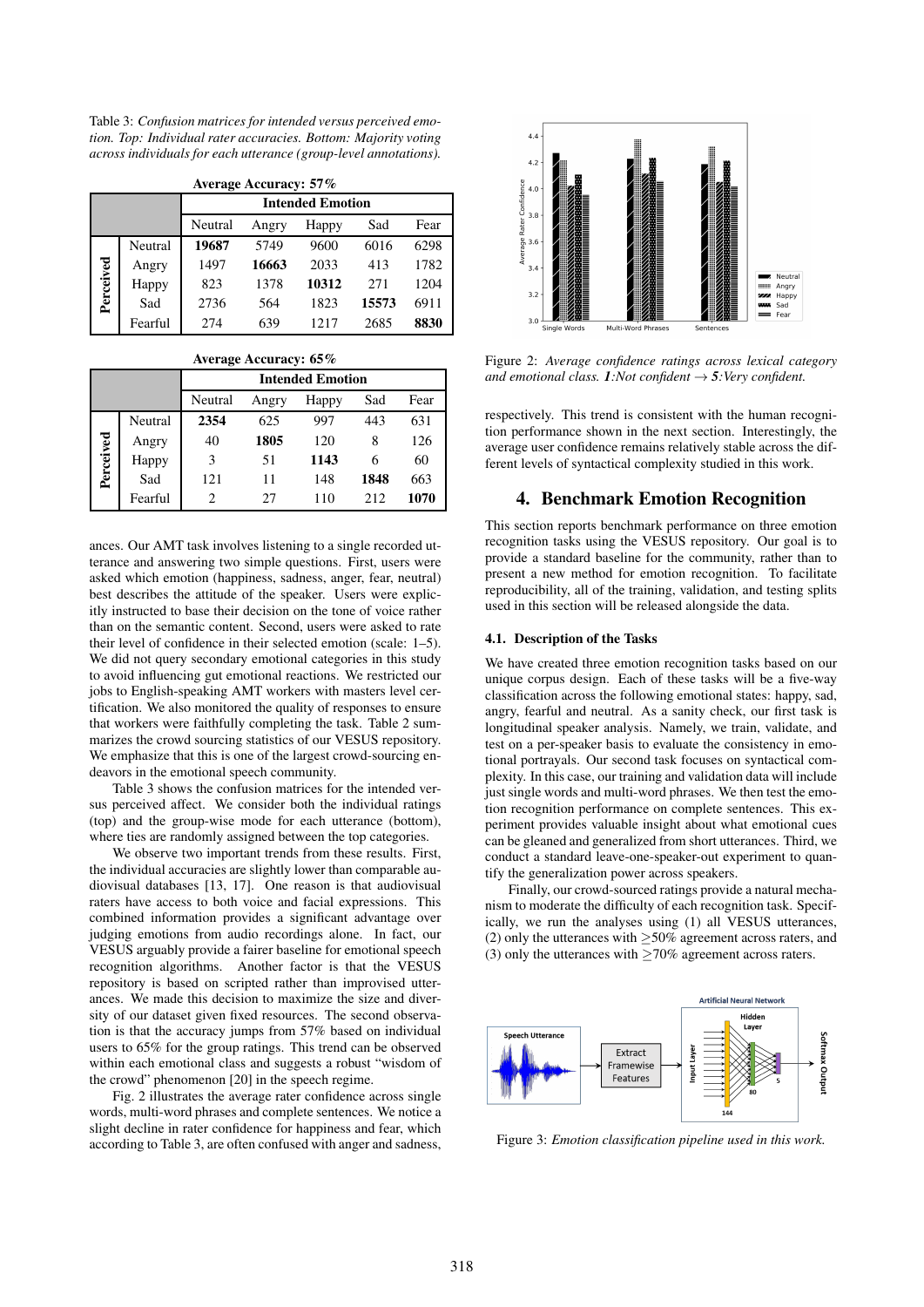Table 3: *Confusion matrices for intended versus perceived emotion. Top: Individual rater accuracies. Bottom: Majority voting across individuals for each utterance (group-level annotations).*

**Average Accuracy: 57%**

| | | **Intended Emotion** | | | | |
|---|---|---|---|---|---|---|
| | | Neutral | Angry | Happy | Sad | Fear |
| **Perceived** | Neutral | **19687** | 5749 | 9600 | 6016 | 6298 |
| | Angry | 1497 | **16663** | 2033 | 413 | 1782 |
| | Happy | 823 | 1378 | **10312** | 271 | 1204 |
| | Sad | 2736 | 564 | 1823 | **15573** | 6911 |
| | Fearful | 274 | 639 | 1217 | 2685 | **8830** |

**Average Accuracy: 65%**

| | | **Intended Emotion** | | | | |
|---|---|---|---|---|---|---|
| | | Neutral | Angry | Happy | Sad | Fear |
| **Perceived** | Neutral | **2354** | 625 | 997 | 443 | 631 |
| | Angry | 40 | **1805** | 120 | 8 | 126 |
| | Happy | 3 | 51 | **1143** | 6 | 60 |
| | Sad | 121 | 11 | 148 | **1848** | 663 |
| | Fearful | 2 | 27 | 110 | 212 | **1070** |

ances. Our AMT task involves listening to a single recorded utterance and answering two simple questions. First, users were asked which emotion (happiness, sadness, anger, fear, neutral) best describes the attitude of the speaker. Users were explicitly instructed to base their decision on the tone of voice rather than on the semantic content. Second, users were asked to rate their level of confidence in their selected emotion (scale: 1–5). We did not query secondary emotional categories in this study to avoid influencing gut emotional reactions. We restricted our jobs to English-speaking AMT workers with masters level certification. We also monitored the quality of responses to ensure that workers were faithfully completing the task. Table 2 summarizes the crowd sourcing statistics of our VESUS repository. We emphasize that this is one of the largest crowd-sourcing endeavors in the emotional speech community.

Table 3 shows the confusion matrices for the intended versus perceived affect. We consider both the individual ratings (top) and the group-wise mode for each utterance (bottom), where ties are randomly assigned between the top categories.

We observe two important trends from these results. First, the individual accuracies are slightly lower than comparable audiovisual databases [13, 17]. One reason is that audiovisual raters have access to both voice and facial expressions. This combined information provides a significant advantage over judging emotions from audio recordings alone. In fact, our VESUS arguably provide a fairer baseline for emotional speech recognition algorithms. Another factor is that the VESUS repository is based on scripted rather than improvised utterances. We made this decision to maximize the size and diversity of our dataset given fixed resources. The second observation is that the accuracy jumps from 57% based on individual users to 65% for the group ratings. This trend can be observed within each emotional class and suggests a robust "wisdom of the crowd" phenomenon [20] in the speech regime.

Fig. 2 illustrates the average rater confidence across single words, multi-word phrases and complete sentences. We notice a slight decline in rater confidence for happiness and fear, which according to Table 3, are often confused with anger and sadness,

Figure 2: *Average confidence ratings across lexical category and emotional class.* ***1****:Not confident* $\rightarrow$ ***5****:Very confident.*

respectively. This trend is consistent with the human recognition performance shown in the next section. Interestingly, the average user confidence remains relatively stable across the different levels of syntactical complexity studied in this work.

## 4. Benchmark Emotion Recognition

This section reports benchmark performance on three emotion recognition tasks using the VESUS repository. Our goal is to provide a standard baseline for the community, rather than to present a new method for emotion recognition. To facilitate reproducibility, all of the training, validation, and testing splits used in this section will be released alongside the data.

### 4.1. Description of the Tasks

We have created three emotion recognition tasks based on our unique corpus design. Each of these tasks will be a five-way classification across the following emotional states: happy, sad, angry, fearful and neutral. As a sanity check, our first task is longitudinal speaker analysis. Namely, we train, validate, and test on a per-speaker basis to evaluate the consistency in emotional portrayals. Our second task focuses on syntactical complexity. In this case, our training and validation data will include just single words and multi-word phrases. We then test the emotion recognition performance on complete sentences. This experiment provides valuable insight about what emotional cues can be gleaned and generalized from short utterances. Third, we conduct a standard leave-one-speaker-out experiment to quantify the generalization power across speakers.

Finally, our crowd-sourced ratings provide a natural mechanism to moderate the difficulty of each recognition task. Specifically, we run the analyses using (1) all VESUS utterances, (2) only the utterances with $\geq$50% agreement across raters, and (3) only the utterances with $\geq$70% agreement across raters.

Figure 3: *Emotion classification pipeline used in this work.*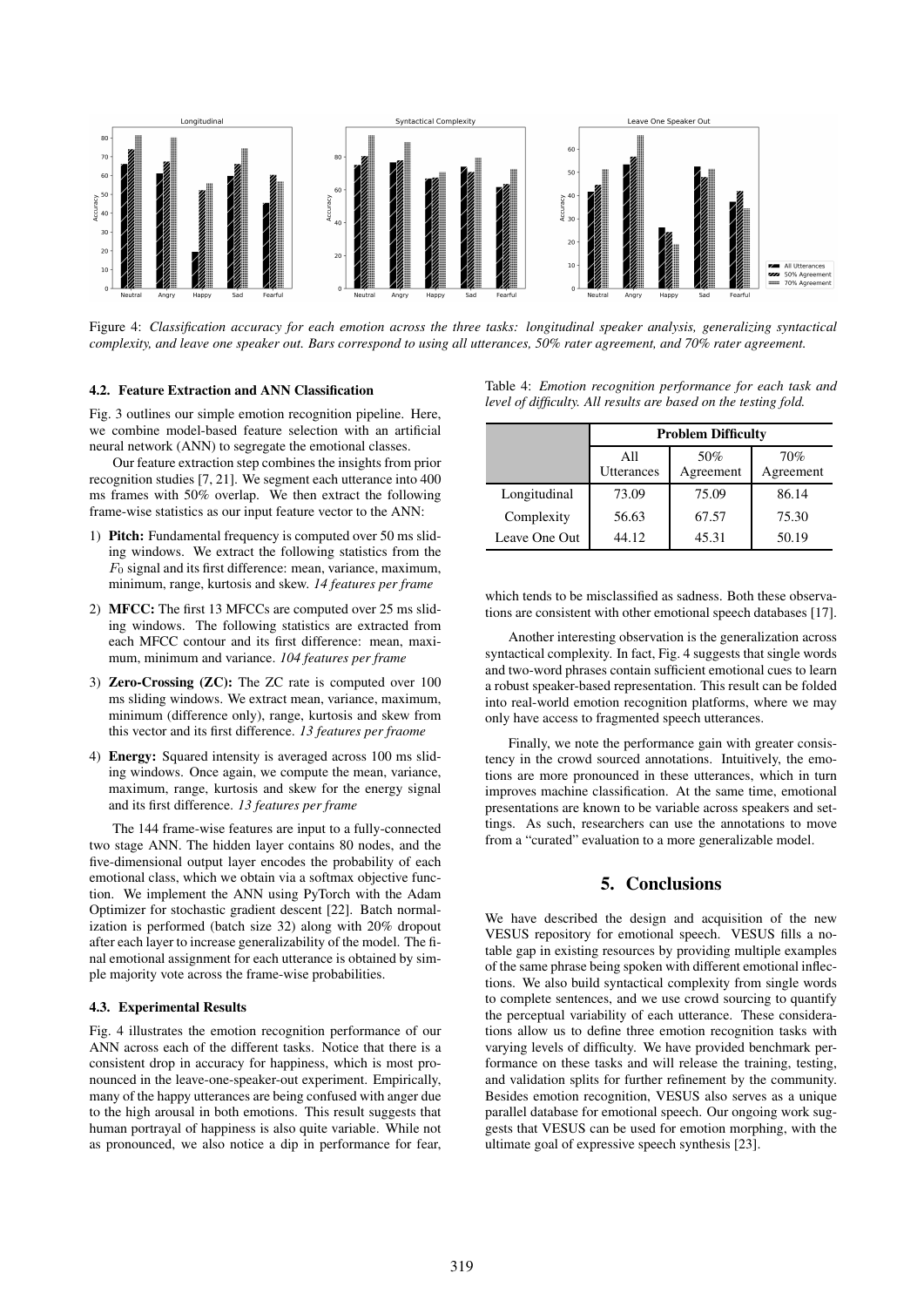Figure 4: *Classification accuracy for each emotion across the three tasks: longitudinal speaker analysis, generalizing syntactical complexity, and leave one speaker out. Bars correspond to using all utterances, 50% rater agreement, and 70% rater agreement.*

### 4.2. Feature Extraction and ANN Classification

Fig. 3 outlines our simple emotion recognition pipeline. Here, we combine model-based feature selection with an artificial neural network (ANN) to segregate the emotional classes.

Our feature extraction step combines the insights from prior recognition studies [7, 21]. We segment each utterance into 400 ms frames with 50% overlap. We then extract the following frame-wise statistics as our input feature vector to the ANN:

1) **Pitch:** Fundamental frequency is computed over 50 ms sliding windows. We extract the following statistics from the $F_0$ signal and its first difference: mean, variance, maximum, minimum, range, kurtosis and skew. *14 features per frame*
2) **MFCC:** The first 13 MFCCs are computed over 25 ms sliding windows. The following statistics are extracted from each MFCC contour and its first difference: mean, maximum, minimum and variance. *104 features per frame*
3) **Zero-Crossing (ZC):** The ZC rate is computed over 100 ms sliding windows. We extract mean, variance, maximum, minimum (difference only), range, kurtosis and skew from this vector and its first difference. *13 features per fraome*
4) **Energy:** Squared intensity is averaged across 100 ms sliding windows. Once again, we compute the mean, variance, maximum, range, kurtosis and skew for the energy signal and its first difference. *13 features per frame*

The 144 frame-wise features are input to a fully-connected two stage ANN. The hidden layer contains 80 nodes, and the five-dimensional output layer encodes the probability of each emotional class, which we obtain via a softmax objective function. We implement the ANN using PyTorch with the Adam Optimizer for stochastic gradient descent [22]. Batch normalization is performed (batch size 32) along with 20% dropout after each layer to increase generalizability of the model. The final emotional assignment for each utterance is obtained by simple majority vote across the frame-wise probabilities.

### 4.3. Experimental Results

Fig. 4 illustrates the emotion recognition performance of our ANN across each of the different tasks. Notice that there is a consistent drop in accuracy for happiness, which is most pronounced in the leave-one-speaker-out experiment. Empirically, many of the happy utterances are being confused with anger due to the high arousal in both emotions. This result suggests that human portrayal of happiness is also quite variable. While not as pronounced, we also notice a dip in performance for fear, which tends to be misclassified as sadness. Both these observations are consistent with other emotional speech databases [17].

Table 4: *Emotion recognition performance for each task and level of difficulty. All results are based on the testing fold.*

| | Problem Difficulty | | |
|---|---|---|---|
| | All Utterances | 50% Agreement | 70% Agreement |
| Longitudinal | 73.09 | 75.09 | 86.14 |
| Complexity | 56.63 | 67.57 | 75.30 |
| Leave One Out | 44.12 | 45.31 | 50.19 |

Another interesting observation is the generalization across syntactical complexity. In fact, Fig. 4 suggests that single words and two-word phrases contain sufficient emotional cues to learn a robust speaker-based representation. This result can be folded into real-world emotion recognition platforms, where we may only have access to fragmented speech utterances.

Finally, we note the performance gain with greater consistency in the crowd sourced annotations. Intuitively, the emotions are more pronounced in these utterances, which in turn improves machine classification. At the same time, emotional presentations are known to be variable across speakers and settings. As such, researchers can use the annotations to move from a "curated" evaluation to a more generalizable model.

## 5. Conclusions

We have described the design and acquisition of the new VESUS repository for emotional speech. VESUS fills a notable gap in existing resources by providing multiple examples of the same phrase being spoken with different emotional inflections. We also build syntactical complexity from single words to complete sentences, and we use crowd sourcing to quantify the perceptual variability of each utterance. These considerations allow us to define three emotion recognition tasks with varying levels of difficulty. We have provided benchmark performance on these tasks and will release the training, testing, and validation splits for further refinement by the community. Besides emotion recognition, VESUS also serves as a unique parallel database for emotional speech. Our ongoing work suggests that VESUS can be used for emotion morphing, with the ultimate goal of expressive speech synthesis [23].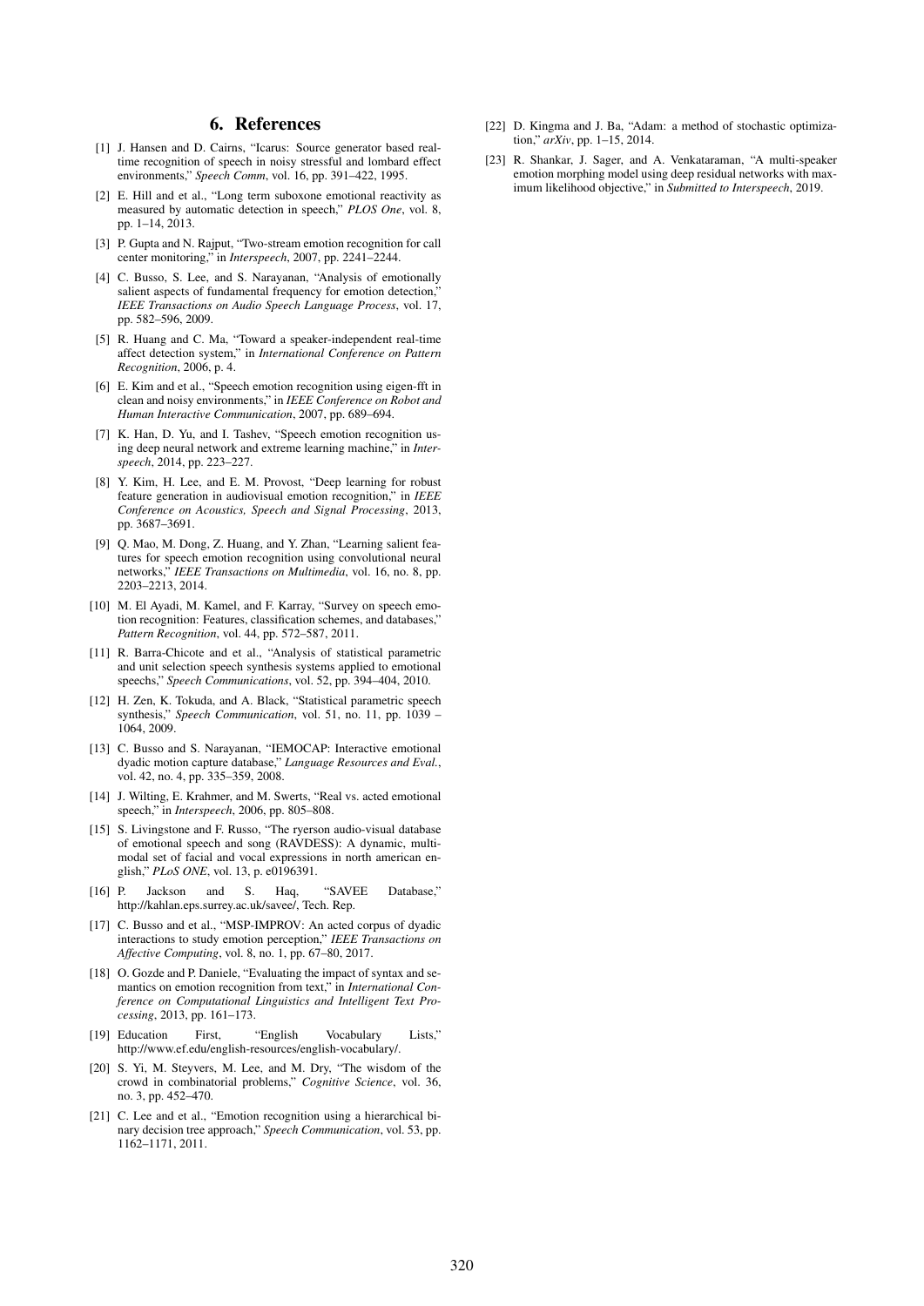## 6. References

[1] J. Hansen and D. Cairns, "Icarus: Source generator based real-time recognition of speech in noisy stressful and lombard effect environments," *Speech Comm*, vol. 16, pp. 391–422, 1995.

[2] E. Hill and et al., "Long term suboxone emotional reactivity as measured by automatic detection in speech," *PLOS One*, vol. 8, pp. 1–14, 2013.

[3] P. Gupta and N. Rajput, "Two-stream emotion recognition for call center monitoring," in *Interspeech*, 2007, pp. 2241–2244.

[4] C. Busso, S. Lee, and S. Narayanan, "Analysis of emotionally salient aspects of fundamental frequency for emotion detection," *IEEE Transactions on Audio Speech Language Process*, vol. 17, pp. 582–596, 2009.

[5] R. Huang and C. Ma, "Toward a speaker-independent real-time affect detection system," in *International Conference on Pattern Recognition*, 2006, p. 4.

[6] E. Kim and et al., "Speech emotion recognition using eigen-fft in clean and noisy environments," in *IEEE Conference on Robot and Human Interactive Communication*, 2007, pp. 689–694.

[7] K. Han, D. Yu, and I. Tashev, "Speech emotion recognition using deep neural network and extreme learning machine," in *Interspeech*, 2014, pp. 223–227.

[8] Y. Kim, H. Lee, and E. M. Provost, "Deep learning for robust feature generation in audiovisual emotion recognition," in *IEEE Conference on Acoustics, Speech and Signal Processing*, 2013, pp. 3687–3691.

[9] Q. Mao, M. Dong, Z. Huang, and Y. Zhan, "Learning salient features for speech emotion recognition using convolutional neural networks," *IEEE Transactions on Multimedia*, vol. 16, no. 8, pp. 2203–2213, 2014.

[10] M. El Ayadi, M. Kamel, and F. Karray, "Survey on speech emotion recognition: Features, classification schemes, and databases," *Pattern Recognition*, vol. 44, pp. 572–587, 2011.

[11] R. Barra-Chicote and et al., "Analysis of statistical parametric and unit selection speech synthesis systems applied to emotional speechs," *Speech Communications*, vol. 52, pp. 394–404, 2010.

[12] H. Zen, K. Tokuda, and A. Black, "Statistical parametric speech synthesis," *Speech Communication*, vol. 51, no. 11, pp. 1039 – 1064, 2009.

[13] C. Busso and S. Narayanan, "IEMOCAP: Interactive emotional dyadic motion capture database," *Language Resources and Eval.*, vol. 42, no. 4, pp. 335–359, 2008.

[14] J. Wilting, E. Krahmer, and M. Swerts, "Real vs. acted emotional speech," in *Interspeech*, 2006, pp. 805–808.

[15] S. Livingstone and F. Russo, "The ryerson audio-visual database of emotional speech and song (RAVDESS): A dynamic, multimodal set of facial and vocal expressions in north american english," *PLoS ONE*, vol. 13, p. e0196391.

[16] P. Jackson and S. Haq, "SAVEE Database," http://kahlan.eps.surrey.ac.uk/savee/, Tech. Rep.

[17] C. Busso and et al., "MSP-IMPROV: An acted corpus of dyadic interactions to study emotion perception," *IEEE Transactions on Affective Computing*, vol. 8, no. 1, pp. 67–80, 2017.

[18] O. Gozde and P. Daniele, "Evaluating the impact of syntax and semantics on emotion recognition from text," in *International Conference on Computational Linguistics and Intelligent Text Processing*, 2013, pp. 161–173.

[19] Education First, "English Vocabulary Lists," http://www.ef.edu/english-resources/english-vocabulary/.

[20] S. Yi, M. Steyvers, M. Lee, and M. Dry, "The wisdom of the crowd in combinatorial problems," *Cognitive Science*, vol. 36, no. 3, pp. 452–470.

[21] C. Lee and et al., "Emotion recognition using a hierarchical binary decision tree approach," *Speech Communication*, vol. 53, pp. 1162–1171, 2011.

[22] D. Kingma and J. Ba, "Adam: a method of stochastic optimization," *arXiv*, pp. 1–15, 2014.

[23] R. Shankar, J. Sager, and A. Venkataraman, "A multi-speaker emotion morphing model using deep residual networks with maximum likelihood objective," in *Submitted to Interspeech*, 2019.